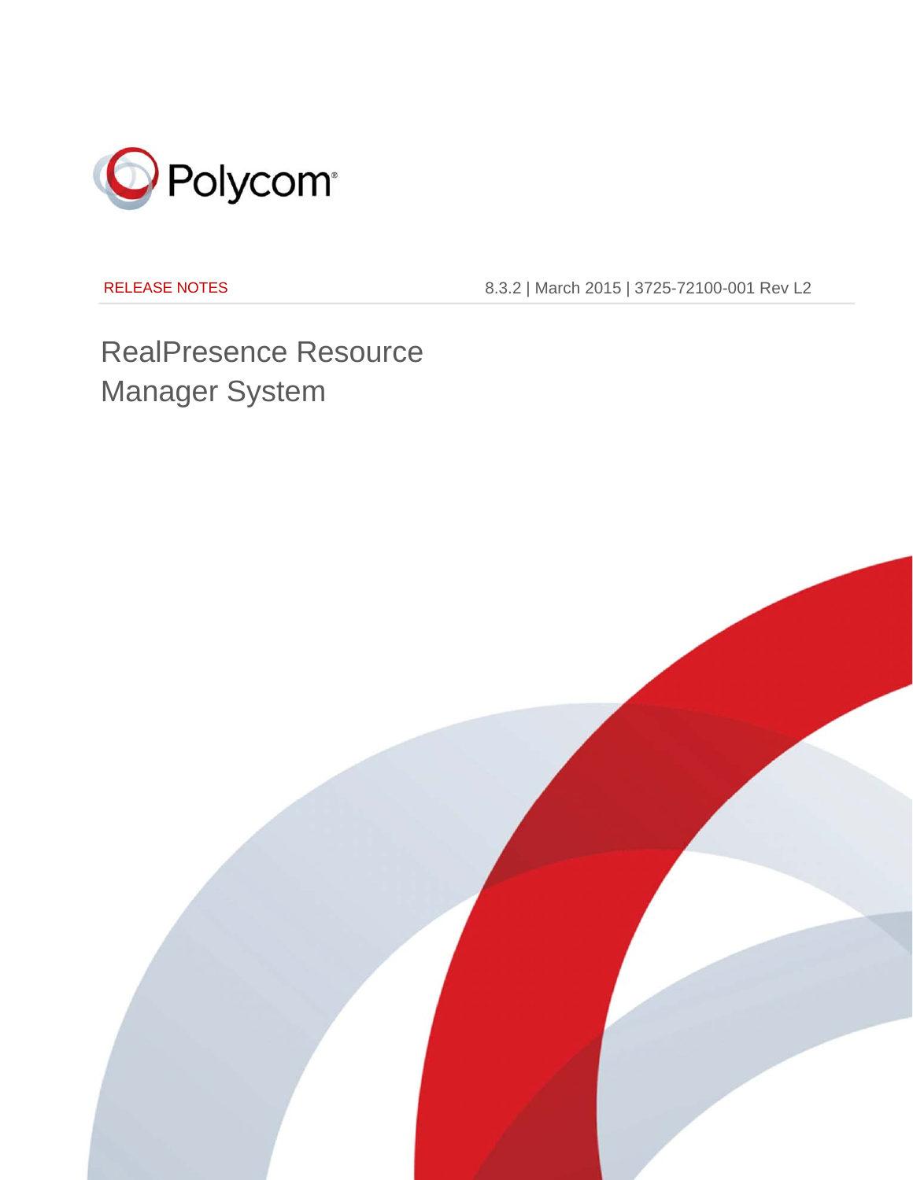Polycom®

RELEASE NOTES 8.3.2 | March 2015 | 3725-72100-001 Rev L2

# RealPresence Resource Manager System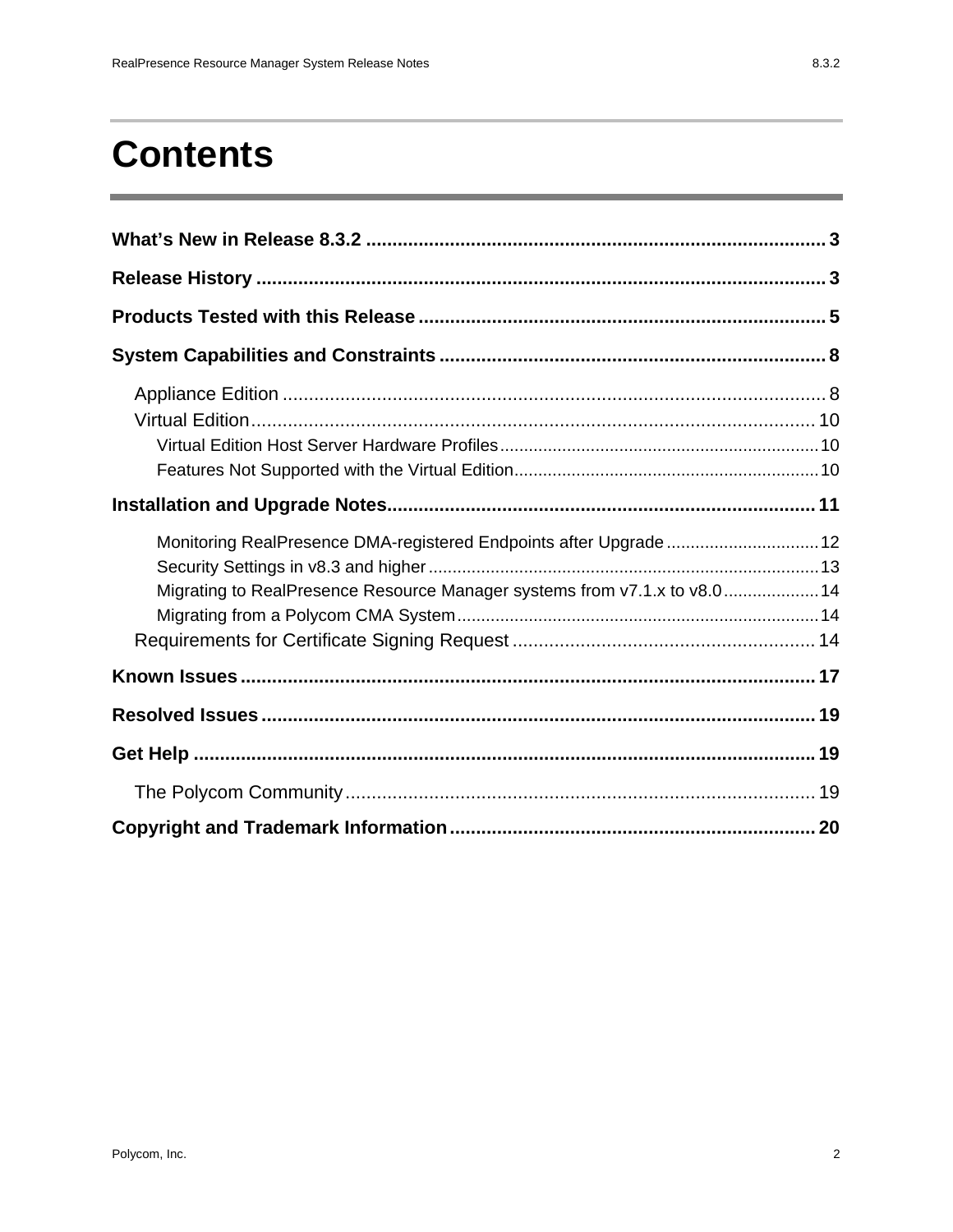# Contents

**What's New in Release 8.3.2 ........ 3**

**Release History ........ 3**

**Products Tested with this Release ........ 5**

**System Capabilities and Constraints ........ 8**

- Appliance Edition ........ 8
- Virtual Edition ........ 10
  - Virtual Edition Host Server Hardware Profiles ........ 10
  - Features Not Supported with the Virtual Edition ........ 10

**Installation and Upgrade Notes ........ 11**

- Monitoring RealPresence DMA-registered Endpoints after Upgrade ........ 12
- Security Settings in v8.3 and higher ........ 13
- Migrating to RealPresence Resource Manager systems from v7.1.x to v8.0 ........ 14
- Migrating from a Polycom CMA System ........ 14
- Requirements for Certificate Signing Request ........ 14

**Known Issues ........ 17**

**Resolved Issues ........ 19**

**Get Help ........ 19**

- The Polycom Community ........ 19

**Copyright and Trademark Information ........ 20**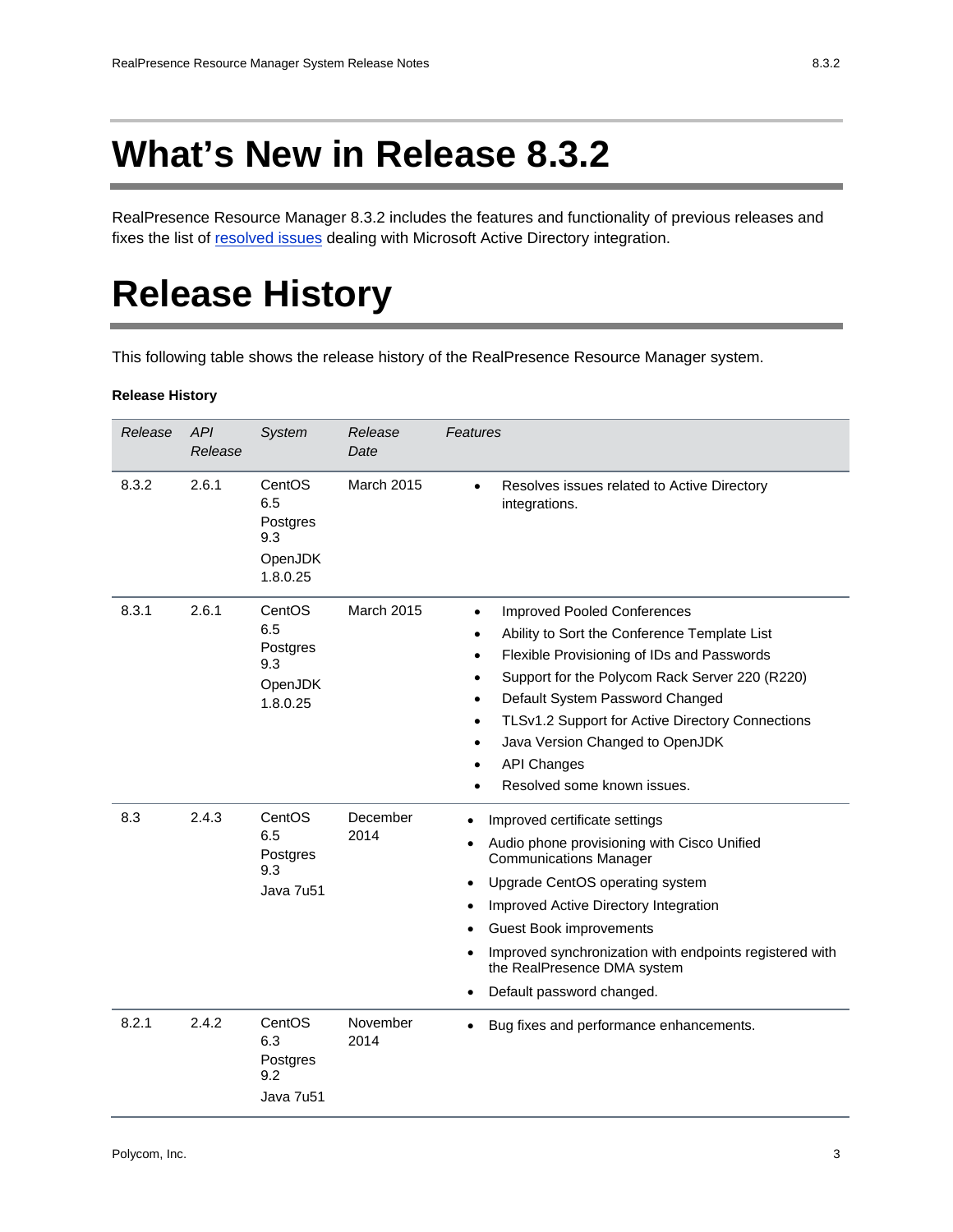# What's New in Release 8.3.2

RealPresence Resource Manager 8.3.2 includes the features and functionality of previous releases and fixes the list of [resolved issues](#) dealing with Microsoft Active Directory integration.

# Release History

This following table shows the release history of the RealPresence Resource Manager system.

**Release History**

| *Release* | *API Release* | *System* | *Release Date* | *Features* |
|---|---|---|---|---|
| 8.3.2 | 2.6.1 | CentOS 6.5<br>Postgres 9.3<br>OpenJDK 1.8.0.25 | March 2015 | • Resolves issues related to Active Directory integrations. |
| 8.3.1 | 2.6.1 | CentOS 6.5<br>Postgres 9.3<br>OpenJDK 1.8.0.25 | March 2015 | • Improved Pooled Conferences<br>• Ability to Sort the Conference Template List<br>• Flexible Provisioning of IDs and Passwords<br>• Support for the Polycom Rack Server 220 (R220)<br>• Default System Password Changed<br>• TLSv1.2 Support for Active Directory Connections<br>• Java Version Changed to OpenJDK<br>• API Changes<br>• Resolved some known issues. |
| 8.3 | 2.4.3 | CentOS 6.5<br>Postgres 9.3<br>Java 7u51 | December 2014 | • Improved certificate settings<br>• Audio phone provisioning with Cisco Unified Communications Manager<br>• Upgrade CentOS operating system<br>• Improved Active Directory Integration<br>• Guest Book improvements<br>• Improved synchronization with endpoints registered with the RealPresence DMA system<br>• Default password changed. |
| 8.2.1 | 2.4.2 | CentOS 6.3<br>Postgres 9.2<br>Java 7u51 | November 2014 | • Bug fixes and performance enhancements. |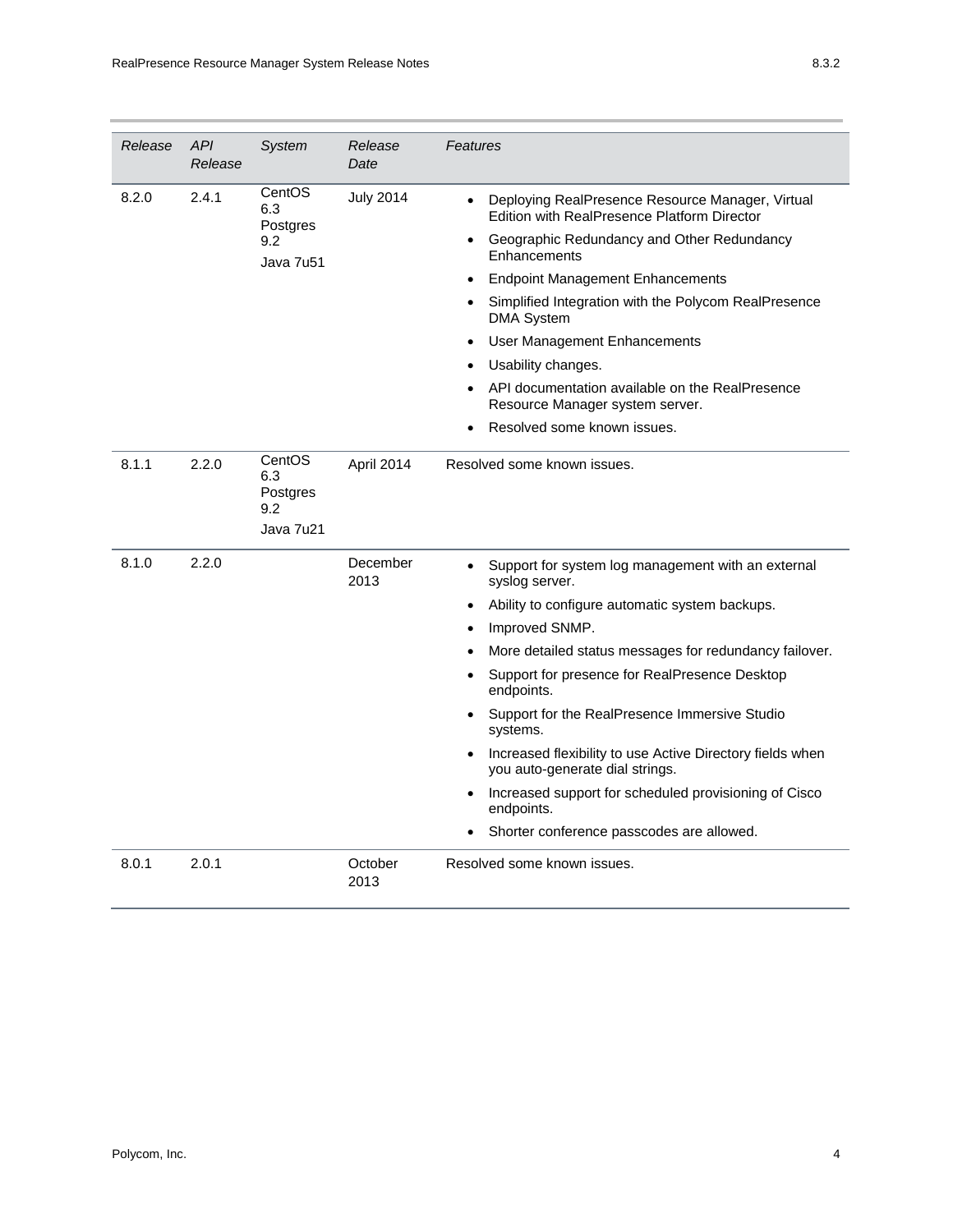| *Release* | *API Release* | *System* | *Release Date* | *Features* |
|---|---|---|---|---|
| 8.2.0 | 2.4.1 | CentOS 6.3<br>Postgres 9.2<br>Java 7u51 | July 2014 | • Deploying RealPresence Resource Manager, Virtual Edition with RealPresence Platform Director<br>• Geographic Redundancy and Other Redundancy Enhancements<br>• Endpoint Management Enhancements<br>• Simplified Integration with the Polycom RealPresence DMA System<br>• User Management Enhancements<br>• Usability changes.<br>• API documentation available on the RealPresence Resource Manager system server.<br>• Resolved some known issues. |
| 8.1.1 | 2.2.0 | CentOS 6.3<br>Postgres 9.2<br>Java 7u21 | April 2014 | Resolved some known issues. |
| 8.1.0 | 2.2.0 | | December 2013 | • Support for system log management with an external syslog server.<br>• Ability to configure automatic system backups.<br>• Improved SNMP.<br>• More detailed status messages for redundancy failover.<br>• Support for presence for RealPresence Desktop endpoints.<br>• Support for the RealPresence Immersive Studio systems.<br>• Increased flexibility to use Active Directory fields when you auto-generate dial strings.<br>• Increased support for scheduled provisioning of Cisco endpoints.<br>• Shorter conference passcodes are allowed. |
| 8.0.1 | 2.0.1 | | October 2013 | Resolved some known issues. |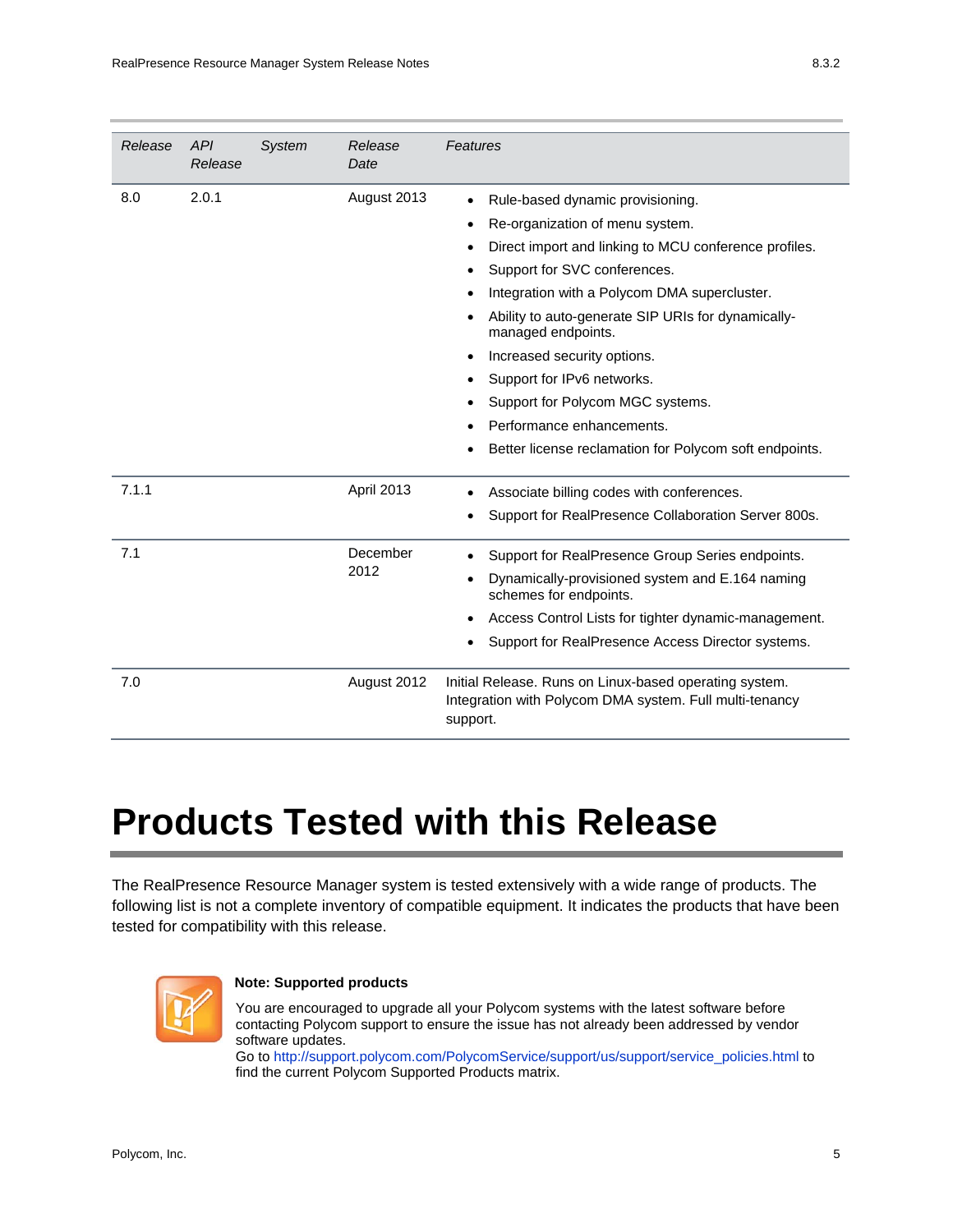| *Release* | *API Release* | *System* | *Release Date* | *Features* |
|---|---|---|---|---|
| 8.0 | 2.0.1 | | August 2013 | • Rule-based dynamic provisioning.<br>• Re-organization of menu system.<br>• Direct import and linking to MCU conference profiles.<br>• Support for SVC conferences.<br>• Integration with a Polycom DMA supercluster.<br>• Ability to auto-generate SIP URIs for dynamically-managed endpoints.<br>• Increased security options.<br>• Support for IPv6 networks.<br>• Support for Polycom MGC systems.<br>• Performance enhancements.<br>• Better license reclamation for Polycom soft endpoints. |
| 7.1.1 | | | April 2013 | • Associate billing codes with conferences.<br>• Support for RealPresence Collaboration Server 800s. |
| 7.1 | | | December 2012 | • Support for RealPresence Group Series endpoints.<br>• Dynamically-provisioned system and E.164 naming schemes for endpoints.<br>• Access Control Lists for tighter dynamic-management.<br>• Support for RealPresence Access Director systems. |
| 7.0 | | | August 2012 | Initial Release. Runs on Linux-based operating system. Integration with Polycom DMA system. Full multi-tenancy support. |

# Products Tested with this Release

The RealPresence Resource Manager system is tested extensively with a wide range of products. The following list is not a complete inventory of compatible equipment. It indicates the products that have been tested for compatibility with this release.

**Note: Supported products**

You are encouraged to upgrade all your Polycom systems with the latest software before contacting Polycom support to ensure the issue has not already been addressed by vendor software updates.
Go to http://support.polycom.com/PolycomService/support/us/support/service_policies.html to find the current Polycom Supported Products matrix.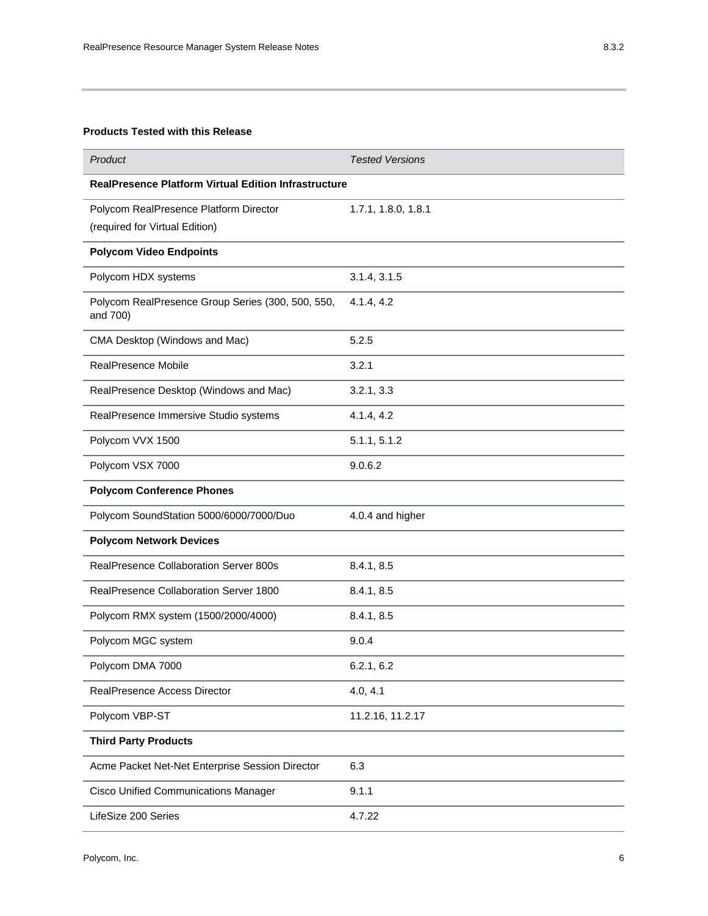**Products Tested with this Release**

| *Product* | *Tested Versions* |
| --- | --- |
| **RealPresence Platform Virtual Edition Infrastructure** | |
| Polycom RealPresence Platform Director (required for Virtual Edition) | 1.7.1, 1.8.0, 1.8.1 |
| **Polycom Video Endpoints** | |
| Polycom HDX systems | 3.1.4, 3.1.5 |
| Polycom RealPresence Group Series (300, 500, 550, and 700) | 4.1.4, 4.2 |
| CMA Desktop (Windows and Mac) | 5.2.5 |
| RealPresence Mobile | 3.2.1 |
| RealPresence Desktop (Windows and Mac) | 3.2.1, 3.3 |
| RealPresence Immersive Studio systems | 4.1.4, 4.2 |
| Polycom VVX 1500 | 5.1.1, 5.1.2 |
| Polycom VSX 7000 | 9.0.6.2 |
| **Polycom Conference Phones** | |
| Polycom SoundStation 5000/6000/7000/Duo | 4.0.4 and higher |
| **Polycom Network Devices** | |
| RealPresence Collaboration Server 800s | 8.4.1, 8.5 |
| RealPresence Collaboration Server 1800 | 8.4.1, 8.5 |
| Polycom RMX system (1500/2000/4000) | 8.4.1, 8.5 |
| Polycom MGC system | 9.0.4 |
| Polycom DMA 7000 | 6.2.1, 6.2 |
| RealPresence Access Director | 4.0, 4.1 |
| Polycom VBP-ST | 11.2.16, 11.2.17 |
| **Third Party Products** | |
| Acme Packet Net-Net Enterprise Session Director | 6.3 |
| Cisco Unified Communications Manager | 9.1.1 |
| LifeSize 200 Series | 4.7.22 |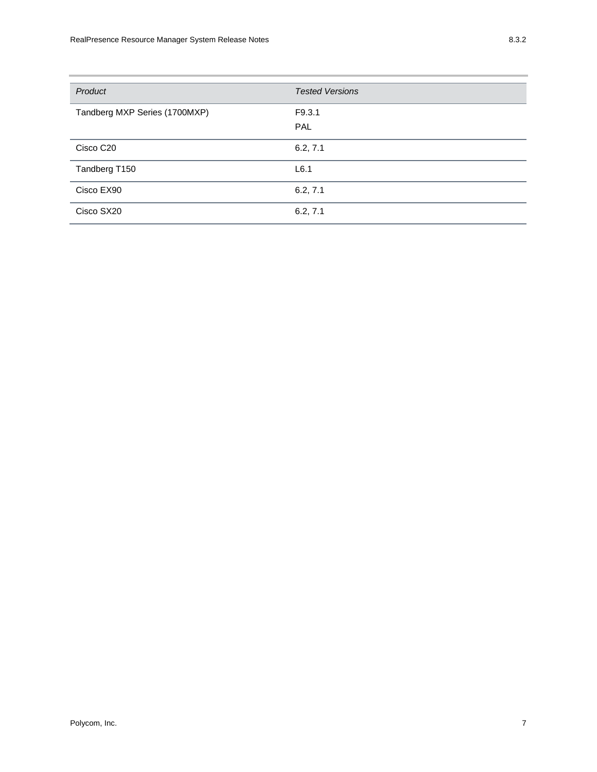| *Product* | *Tested Versions* |
| --- | --- |
| Tandberg MXP Series (1700MXP) | F9.3.1<br>PAL |
| Cisco C20 | 6.2, 7.1 |
| Tandberg T150 | L6.1 |
| Cisco EX90 | 6.2, 7.1 |
| Cisco SX20 | 6.2, 7.1 |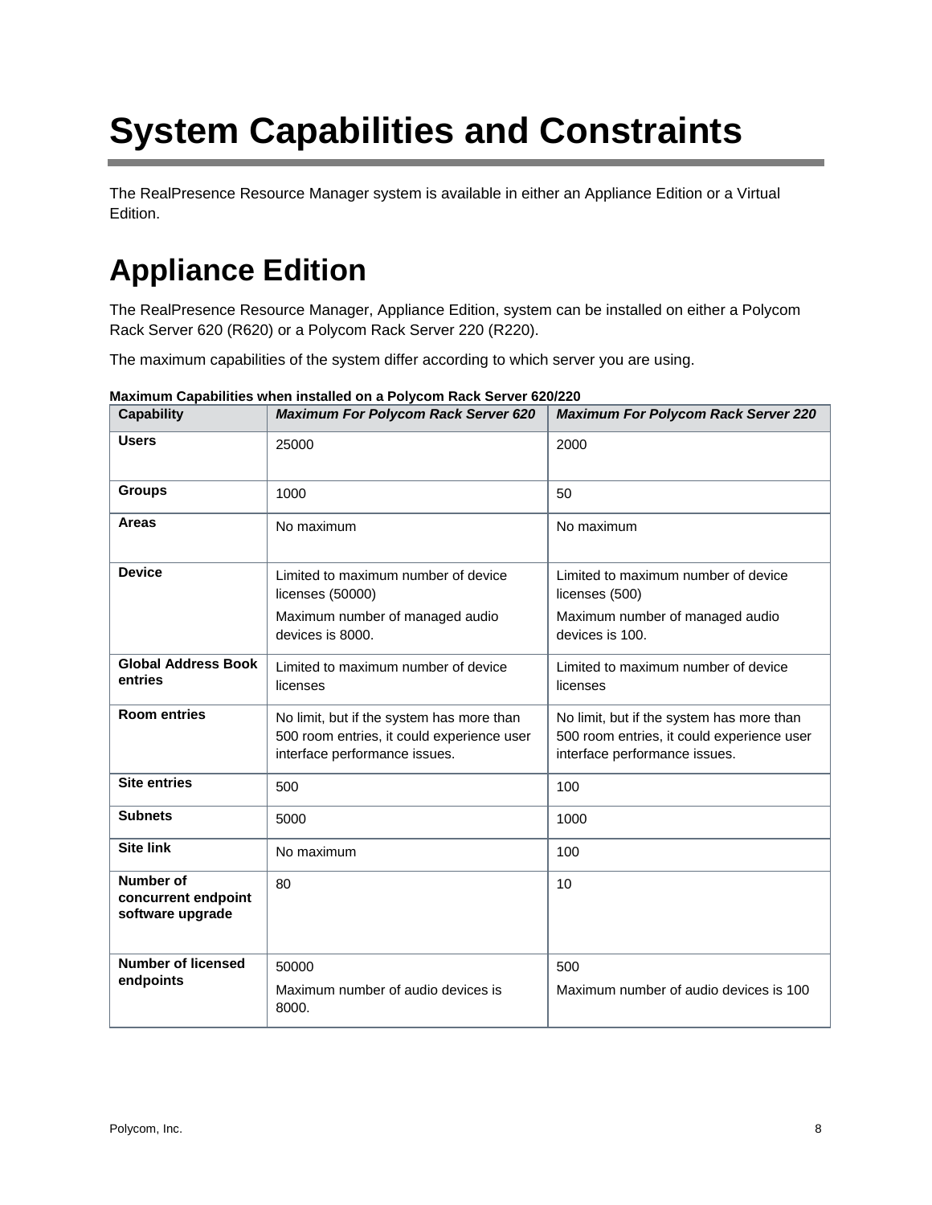# System Capabilities and Constraints

The RealPresence Resource Manager system is available in either an Appliance Edition or a Virtual Edition.

## Appliance Edition

The RealPresence Resource Manager, Appliance Edition, system can be installed on either a Polycom Rack Server 620 (R620) or a Polycom Rack Server 220 (R220).

The maximum capabilities of the system differ according to which server you are using.

**Maximum Capabilities when installed on a Polycom Rack Server 620/220**

| Capability | *Maximum For Polycom Rack Server 620* | *Maximum For Polycom Rack Server 220* |
|---|---|---|
| **Users** | 25000 | 2000 |
| **Groups** | 1000 | 50 |
| **Areas** | No maximum | No maximum |
| **Device** | Limited to maximum number of device licenses (50000)<br>Maximum number of managed audio devices is 8000. | Limited to maximum number of device licenses (500)<br>Maximum number of managed audio devices is 100. |
| **Global Address Book entries** | Limited to maximum number of device licenses | Limited to maximum number of device licenses |
| **Room entries** | No limit, but if the system has more than 500 room entries, it could experience user interface performance issues. | No limit, but if the system has more than 500 room entries, it could experience user interface performance issues. |
| **Site entries** | 500 | 100 |
| **Subnets** | 5000 | 1000 |
| **Site link** | No maximum | 100 |
| **Number of concurrent endpoint software upgrade** | 80 | 10 |
| **Number of licensed endpoints** | 50000<br>Maximum number of audio devices is 8000. | 500<br>Maximum number of audio devices is 100 |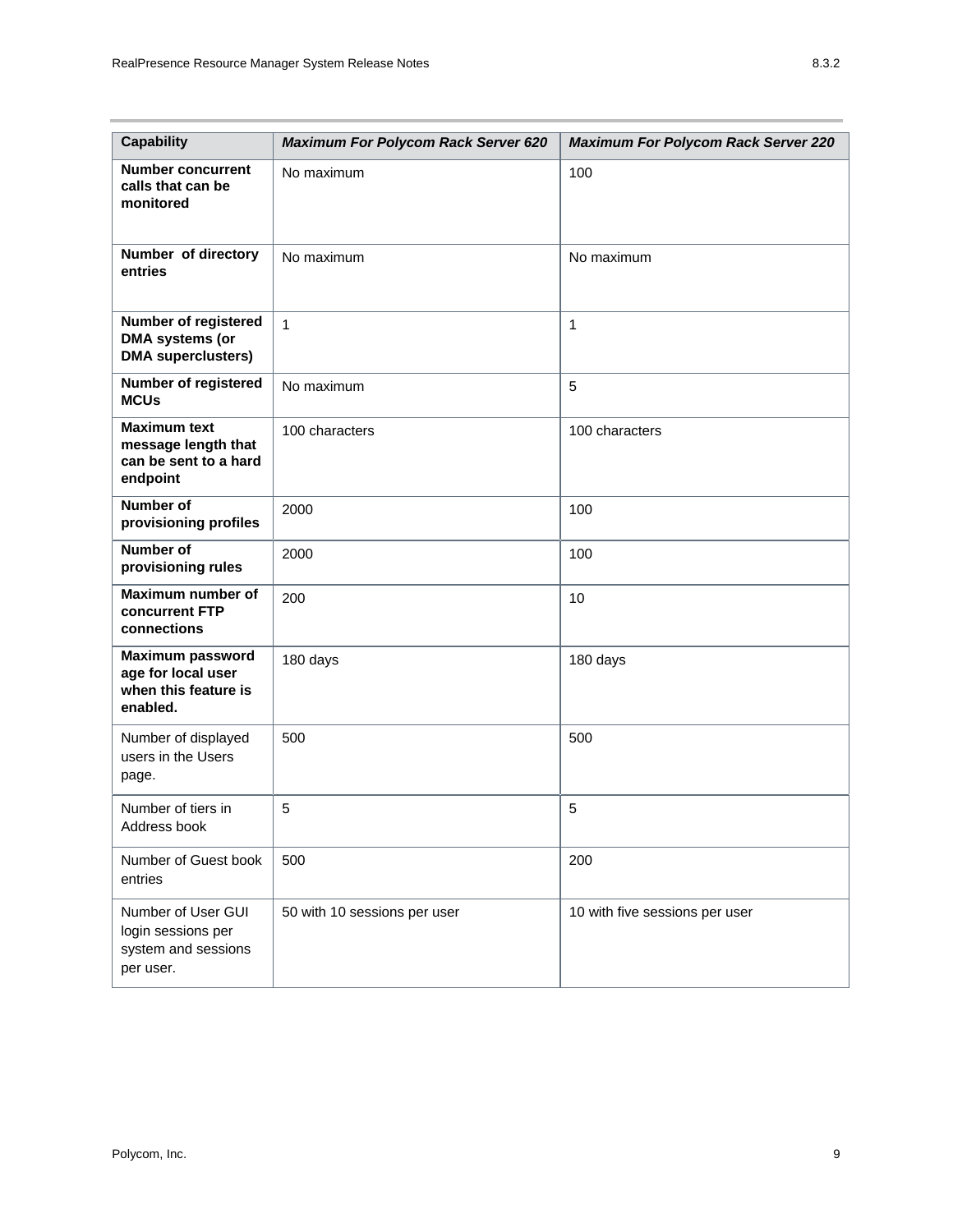| **Capability** | ***Maximum For Polycom Rack Server 620*** | ***Maximum For Polycom Rack Server 220*** |
| --- | --- | --- |
| **Number concurrent calls that can be monitored** | No maximum | 100 |
| **Number of directory entries** | No maximum | No maximum |
| **Number of registered DMA systems (or DMA superclusters)** | 1 | 1 |
| **Number of registered MCUs** | No maximum | 5 |
| **Maximum text message length that can be sent to a hard endpoint** | 100 characters | 100 characters |
| **Number of provisioning profiles** | 2000 | 100 |
| **Number of provisioning rules** | 2000 | 100 |
| **Maximum number of concurrent FTP connections** | 200 | 10 |
| **Maximum password age for local user when this feature is enabled.** | 180 days | 180 days |
| Number of displayed users in the Users page. | 500 | 500 |
| Number of tiers in Address book | 5 | 5 |
| Number of Guest book entries | 500 | 200 |
| Number of User GUI login sessions per system and sessions per user. | 50 with 10 sessions per user | 10 with five sessions per user |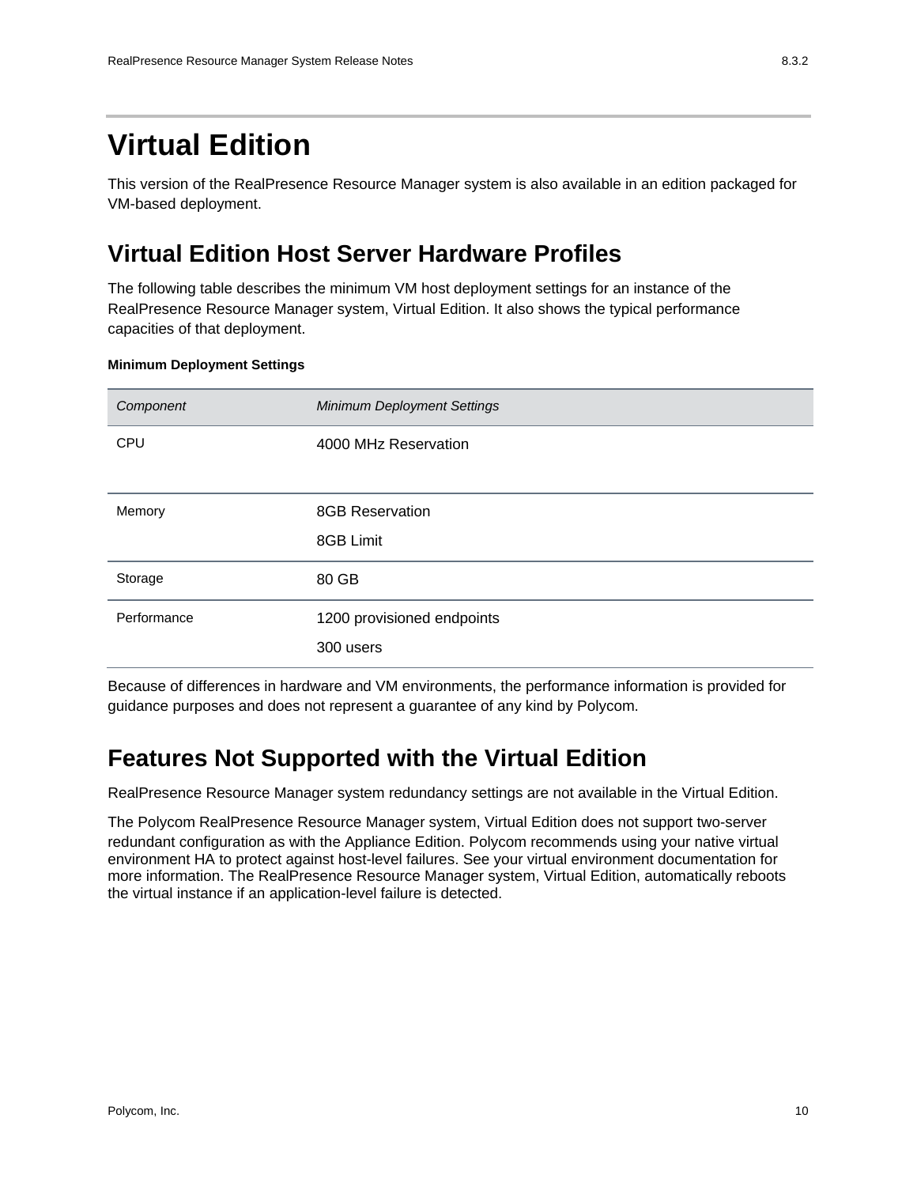# Virtual Edition

This version of the RealPresence Resource Manager system is also available in an edition packaged for VM-based deployment.

## Virtual Edition Host Server Hardware Profiles

The following table describes the minimum VM host deployment settings for an instance of the RealPresence Resource Manager system, Virtual Edition. It also shows the typical performance capacities of that deployment.

**Minimum Deployment Settings**

| *Component* | *Minimum Deployment Settings* |
|---|---|
| CPU | 4000 MHz Reservation |
| Memory | 8GB Reservation<br>8GB Limit |
| Storage | 80 GB |
| Performance | 1200 provisioned endpoints<br>300 users |

Because of differences in hardware and VM environments, the performance information is provided for guidance purposes and does not represent a guarantee of any kind by Polycom.

## Features Not Supported with the Virtual Edition

RealPresence Resource Manager system redundancy settings are not available in the Virtual Edition.

The Polycom RealPresence Resource Manager system, Virtual Edition does not support two-server redundant configuration as with the Appliance Edition. Polycom recommends using your native virtual environment HA to protect against host-level failures. See your virtual environment documentation for more information. The RealPresence Resource Manager system, Virtual Edition, automatically reboots the virtual instance if an application-level failure is detected.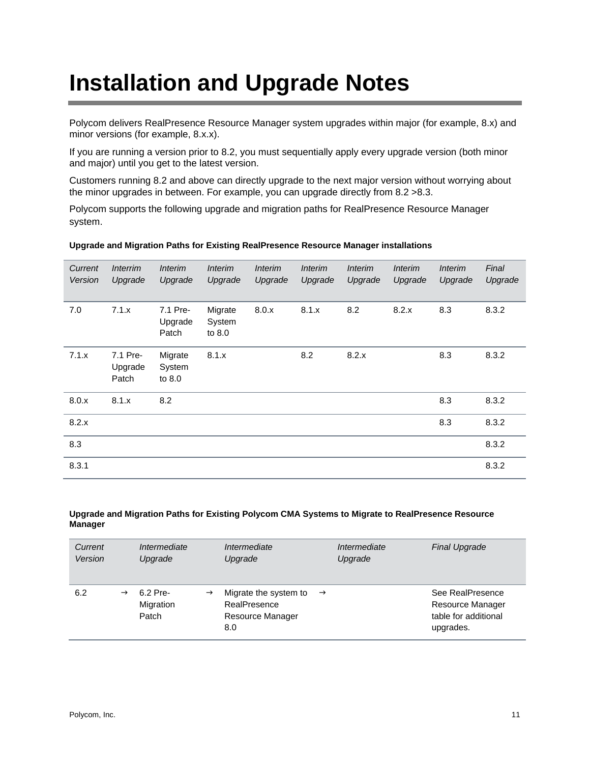# Installation and Upgrade Notes

Polycom delivers RealPresence Resource Manager system upgrades within major (for example, 8.x) and minor versions (for example, 8.x.x).

If you are running a version prior to 8.2, you must sequentially apply every upgrade version (both minor and major) until you get to the latest version.

Customers running 8.2 and above can directly upgrade to the next major version without worrying about the minor upgrades in between. For example, you can upgrade directly from 8.2 >8.3.

Polycom supports the following upgrade and migration paths for RealPresence Resource Manager system.

**Upgrade and Migration Paths for Existing RealPresence Resource Manager installations**

| *Current Version* | *Interrim Upgrade* | *Interim Upgrade* | *Interim Upgrade* | *Interim Upgrade* | *Interim Upgrade* | *Interim Upgrade* | *Interim Upgrade* | *Interim Upgrade* | *Final Upgrade* |
|---|---|---|---|---|---|---|---|---|---|
| 7.0 | 7.1.x | 7.1 Pre-Upgrade Patch | Migrate System to 8.0 | 8.0.x | 8.1.x | 8.2 | 8.2.x | 8.3 | 8.3.2 |
| 7.1.x | 7.1 Pre-Upgrade Patch | Migrate System to 8.0 | 8.1.x | | 8.2 | 8.2.x | | 8.3 | 8.3.2 |
| 8.0.x | 8.1.x | 8.2 | | | | | | 8.3 | 8.3.2 |
| 8.2.x | | | | | | | | 8.3 | 8.3.2 |
| 8.3 | | | | | | | | | 8.3.2 |
| 8.3.1 | | | | | | | | | 8.3.2 |

**Upgrade and Migration Paths for Existing Polycom CMA Systems to Migrate to RealPresence Resource Manager**

| *Current Version* | | *Intermediate Upgrade* | | *Intermediate Upgrade* | | *Intermediate Upgrade* | *Final Upgrade* |
|---|---|---|---|---|---|---|---|
| 6.2 | → | 6.2 Pre-Migration Patch | → | Migrate the system to RealPresence Resource Manager 8.0 | → | | See RealPresence Resource Manager table for additional upgrades. |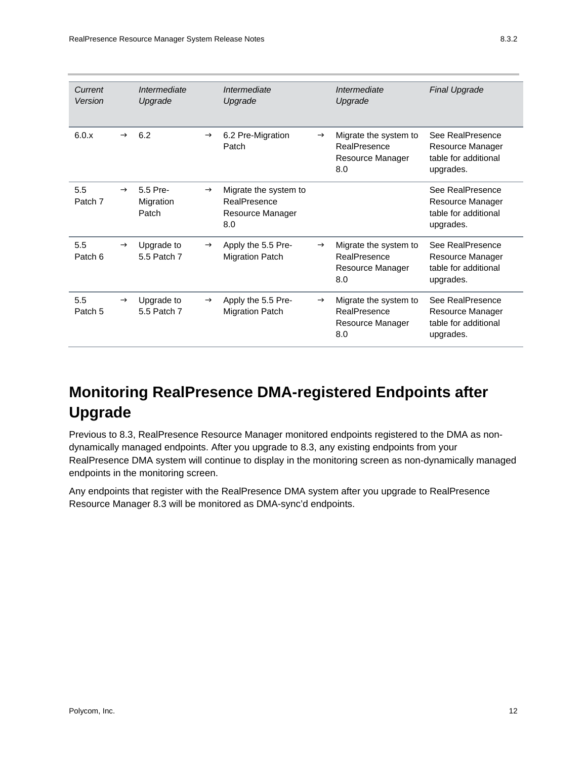| *Current Version* | | *Intermediate Upgrade* | | *Intermediate Upgrade* | | *Intermediate Upgrade* | *Final Upgrade* |
|---|---|---|---|---|---|---|---|
| 6.0.x | → | 6.2 | → | 6.2 Pre-Migration Patch | → | Migrate the system to RealPresence Resource Manager 8.0 | See RealPresence Resource Manager table for additional upgrades. |
| 5.5 Patch 7 | → | 5.5 Pre-Migration Patch | → | Migrate the system to RealPresence Resource Manager 8.0 | | | See RealPresence Resource Manager table for additional upgrades. |
| 5.5 Patch 6 | → | Upgrade to 5.5 Patch 7 | → | Apply the 5.5 Pre-Migration Patch | → | Migrate the system to RealPresence Resource Manager 8.0 | See RealPresence Resource Manager table for additional upgrades. |
| 5.5 Patch 5 | → | Upgrade to 5.5 Patch 7 | → | Apply the 5.5 Pre-Migration Patch | → | Migrate the system to RealPresence Resource Manager 8.0 | See RealPresence Resource Manager table for additional upgrades. |

## Monitoring RealPresence DMA-registered Endpoints after Upgrade

Previous to 8.3, RealPresence Resource Manager monitored endpoints registered to the DMA as non-dynamically managed endpoints. After you upgrade to 8.3, any existing endpoints from your RealPresence DMA system will continue to display in the monitoring screen as non-dynamically managed endpoints in the monitoring screen.

Any endpoints that register with the RealPresence DMA system after you upgrade to RealPresence Resource Manager 8.3 will be monitored as DMA-sync'd endpoints.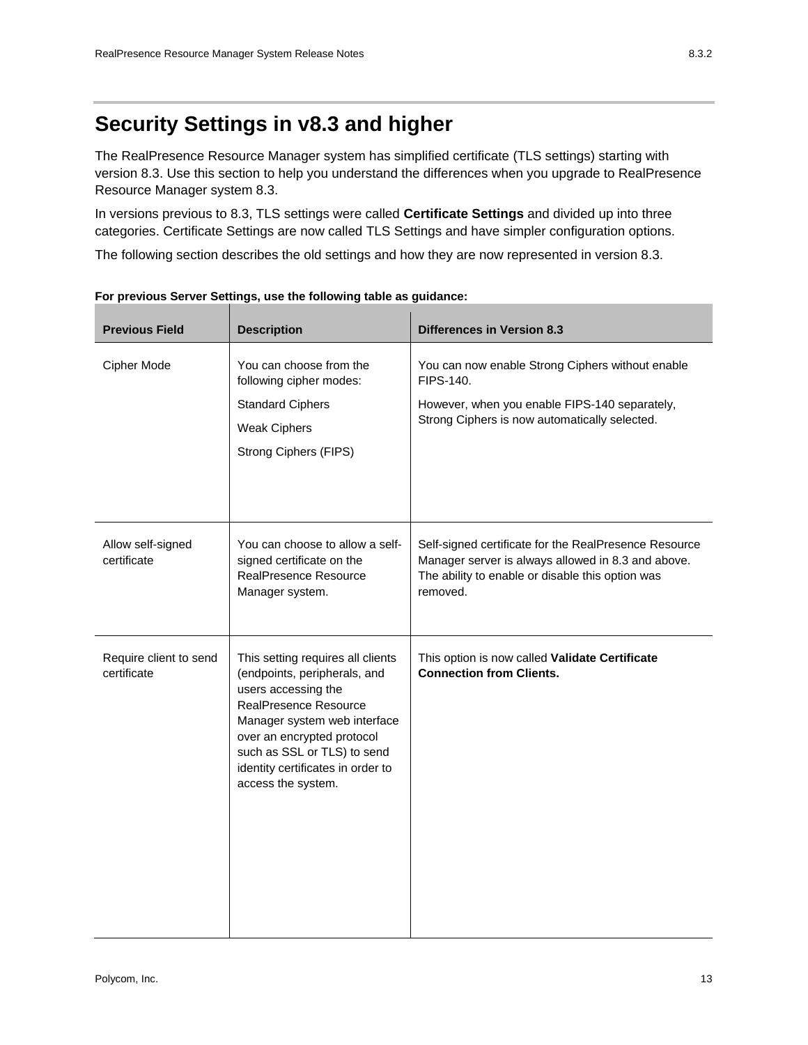## Security Settings in v8.3 and higher

The RealPresence Resource Manager system has simplified certificate (TLS settings) starting with version 8.3. Use this section to help you understand the differences when you upgrade to RealPresence Resource Manager system 8.3.

In versions previous to 8.3, TLS settings were called **Certificate Settings** and divided up into three categories. Certificate Settings are now called TLS Settings and have simpler configuration options.

The following section describes the old settings and how they are now represented in version 8.3.

**For previous Server Settings, use the following table as guidance:**

| Previous Field | Description | Differences in Version 8.3 |
|---|---|---|
| Cipher Mode | You can choose from the following cipher modes:<br>Standard Ciphers<br>Weak Ciphers<br>Strong Ciphers (FIPS) | You can now enable Strong Ciphers without enable FIPS-140.<br>However, when you enable FIPS-140 separately, Strong Ciphers is now automatically selected. |
| Allow self-signed certificate | You can choose to allow a self-signed certificate on the RealPresence Resource Manager system. | Self-signed certificate for the RealPresence Resource Manager server is always allowed in 8.3 and above. The ability to enable or disable this option was removed. |
| Require client to send certificate | This setting requires all clients (endpoints, peripherals, and users accessing the RealPresence Resource Manager system web interface over an encrypted protocol such as SSL or TLS) to send identity certificates in order to access the system. | This option is now called **Validate Certificate Connection from Clients.** |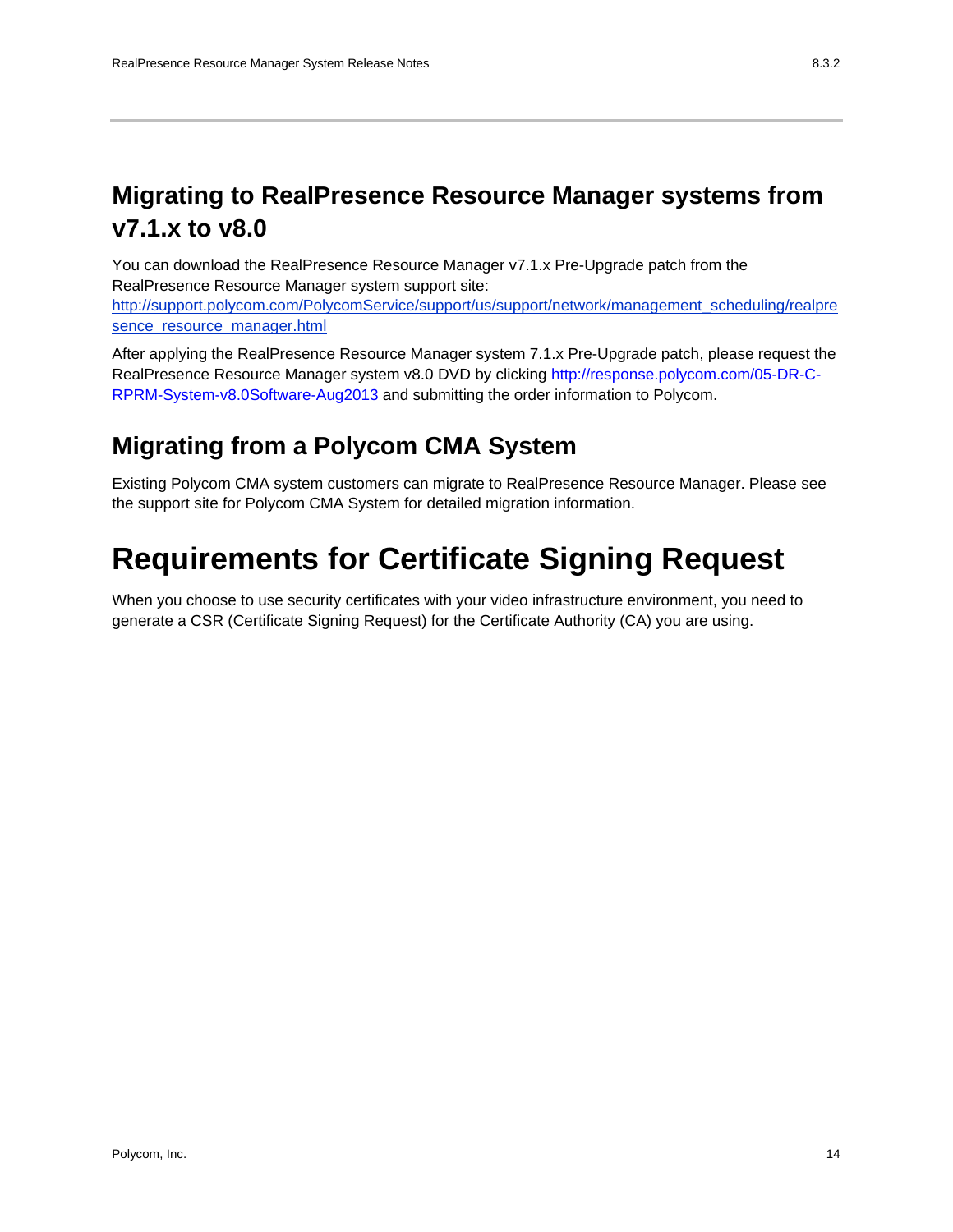## Migrating to RealPresence Resource Manager systems from v7.1.x to v8.0

You can download the RealPresence Resource Manager v7.1.x Pre-Upgrade patch from the RealPresence Resource Manager system support site: [http://support.polycom.com/PolycomService/support/us/support/network/management_scheduling/realpresence_resource_manager.html](http://support.polycom.com/PolycomService/support/us/support/network/management_scheduling/realpresence_resource_manager.html)

After applying the RealPresence Resource Manager system 7.1.x Pre-Upgrade patch, please request the RealPresence Resource Manager system v8.0 DVD by clicking http://response.polycom.com/05-DR-C-RPRM-System-v8.0Software-Aug2013 and submitting the order information to Polycom.

## Migrating from a Polycom CMA System

Existing Polycom CMA system customers can migrate to RealPresence Resource Manager. Please see the support site for Polycom CMA System for detailed migration information.

# Requirements for Certificate Signing Request

When you choose to use security certificates with your video infrastructure environment, you need to generate a CSR (Certificate Signing Request) for the Certificate Authority (CA) you are using.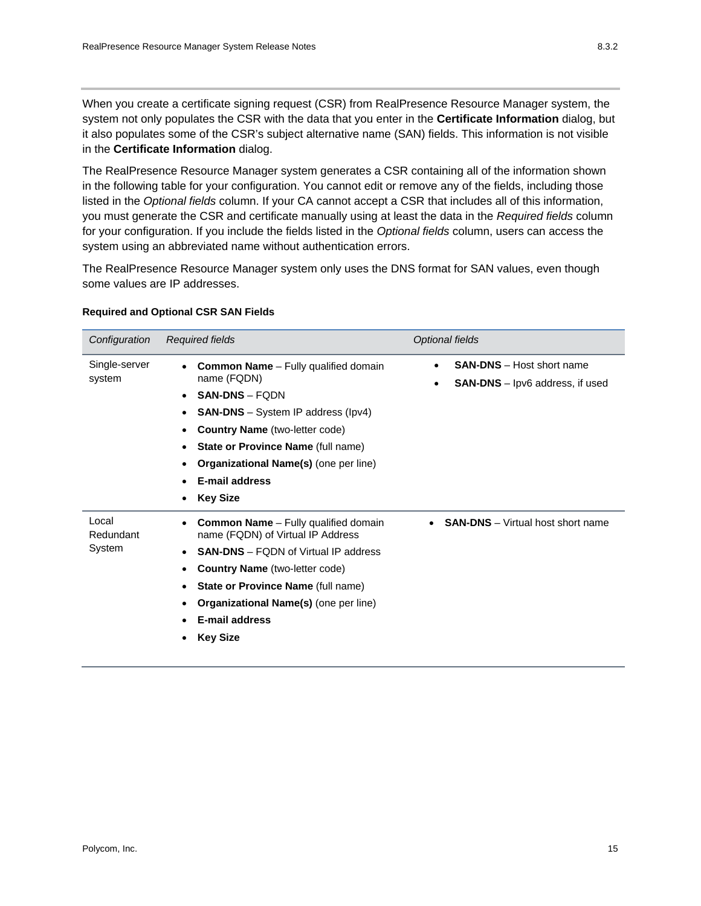When you create a certificate signing request (CSR) from RealPresence Resource Manager system, the system not only populates the CSR with the data that you enter in the **Certificate Information** dialog, but it also populates some of the CSR's subject alternative name (SAN) fields. This information is not visible in the **Certificate Information** dialog.

The RealPresence Resource Manager system generates a CSR containing all of the information shown in the following table for your configuration. You cannot edit or remove any of the fields, including those listed in the *Optional fields* column. If your CA cannot accept a CSR that includes all of this information, you must generate the CSR and certificate manually using at least the data in the *Required fields* column for your configuration. If you include the fields listed in the *Optional fields* column, users can access the system using an abbreviated name without authentication errors.

The RealPresence Resource Manager system only uses the DNS format for SAN values, even though some values are IP addresses.

**Required and Optional CSR SAN Fields**

| *Configuration* | *Required fields* | *Optional fields* |
|---|---|---|
| Single-server system | • **Common Name** – Fully qualified domain name (FQDN)<br>• **SAN-DNS** – FQDN<br>• **SAN-DNS** – System IP address (Ipv4)<br>• **Country Name** (two-letter code)<br>• **State or Province Name** (full name)<br>• **Organizational Name(s)** (one per line)<br>• **E-mail address**<br>• **Key Size** | • **SAN-DNS** – Host short name<br>• **SAN-DNS** – Ipv6 address, if used |
| Local Redundant System | • **Common Name** – Fully qualified domain name (FQDN) of Virtual IP Address<br>• **SAN-DNS** – FQDN of Virtual IP address<br>• **Country Name** (two-letter code)<br>• **State or Province Name** (full name)<br>• **Organizational Name(s)** (one per line)<br>• **E-mail address**<br>• **Key Size** | • **SAN-DNS** – Virtual host short name |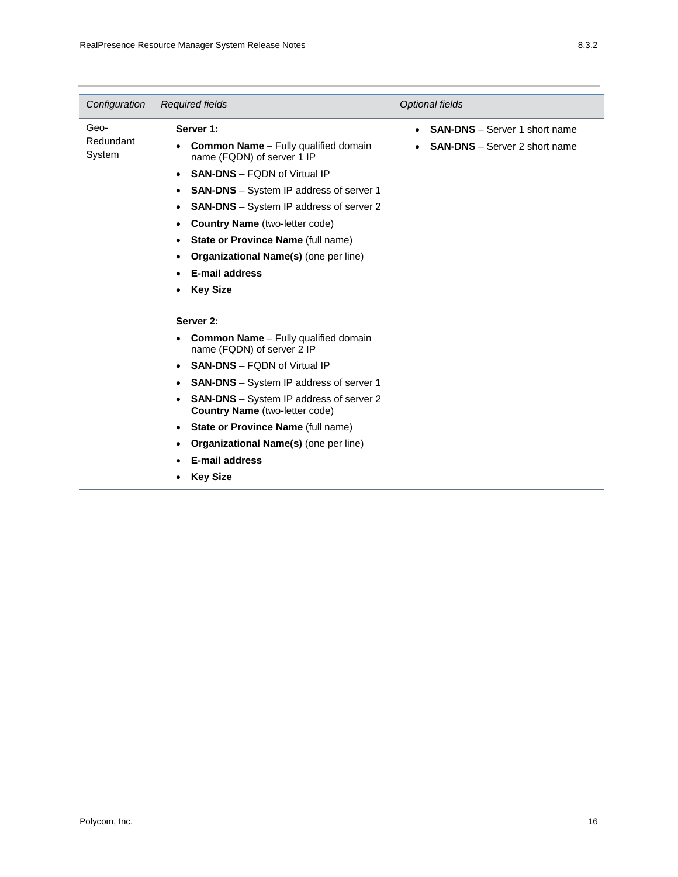| *Configuration* | *Required fields* | *Optional fields* |
| --- | --- | --- |
| Geo-Redundant System | **Server 1:**<br>• **Common Name** – Fully qualified domain name (FQDN) of server 1 IP<br>• **SAN-DNS** – FQDN of Virtual IP<br>• **SAN-DNS** – System IP address of server 1<br>• **SAN-DNS** – System IP address of server 2<br>• **Country Name** (two-letter code)<br>• **State or Province Name** (full name)<br>• **Organizational Name(s)** (one per line)<br>• **E-mail address**<br>• **Key Size**<br><br>**Server 2:**<br>• **Common Name** – Fully qualified domain name (FQDN) of server 2 IP<br>• **SAN-DNS** – FQDN of Virtual IP<br>• **SAN-DNS** – System IP address of server 1<br>• **SAN-DNS** – System IP address of server 2 **Country Name** (two-letter code)<br>• **State or Province Name** (full name)<br>• **Organizational Name(s)** (one per line)<br>• **E-mail address**<br>• **Key Size** | • **SAN-DNS** – Server 1 short name<br>• **SAN-DNS** – Server 2 short name |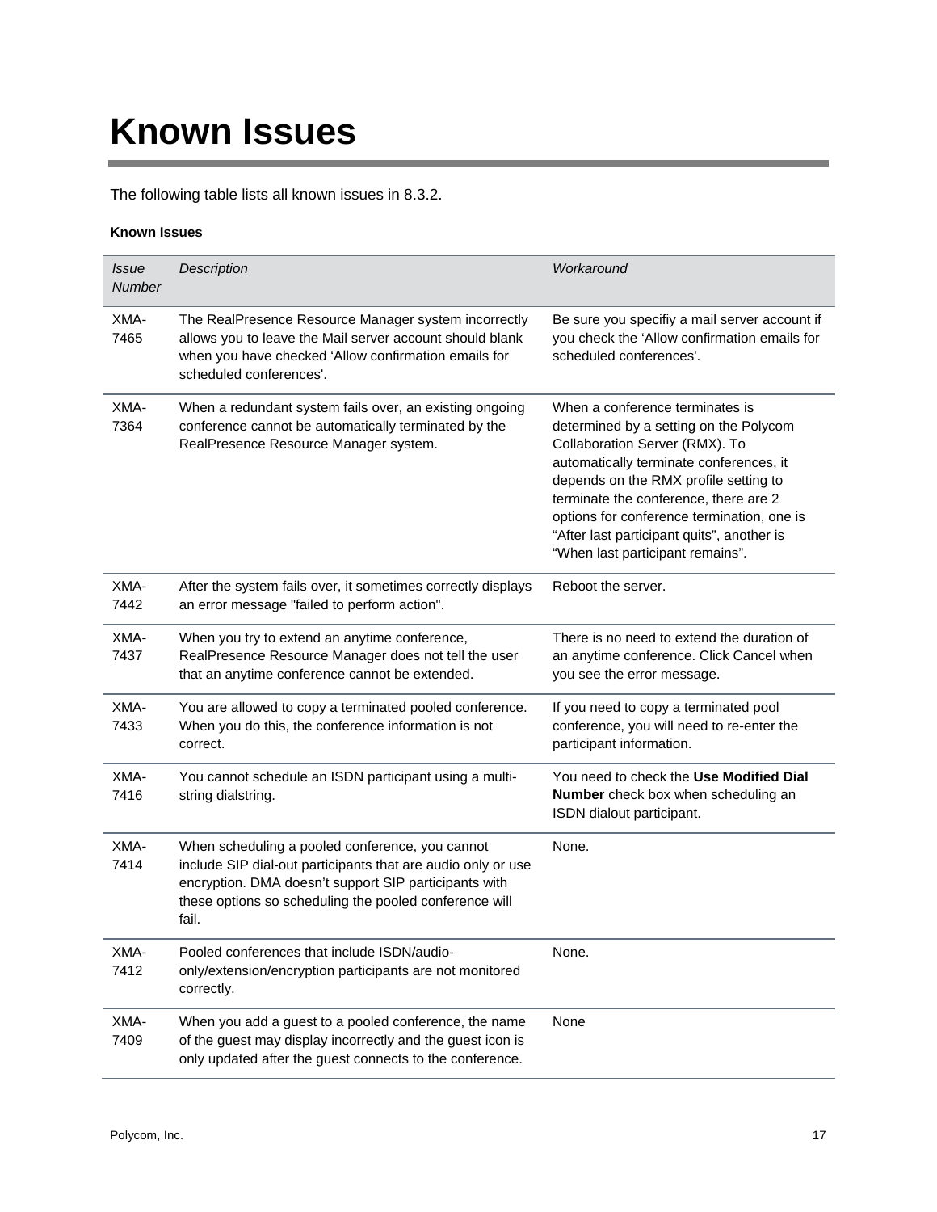# Known Issues

The following table lists all known issues in 8.3.2.

**Known Issues**

| *Issue Number* | *Description* | *Workaround* |
|---|---|---|
| XMA-7465 | The RealPresence Resource Manager system incorrectly allows you to leave the Mail server account should blank when you have checked ‘Allow confirmation emails for scheduled conferences'. | Be sure you specifiy a mail server account if you check the ‘Allow confirmation emails for scheduled conferences'. |
| XMA-7364 | When a redundant system fails over, an existing ongoing conference cannot be automatically terminated by the RealPresence Resource Manager system. | When a conference terminates is determined by a setting on the Polycom Collaboration Server (RMX). To automatically terminate conferences, it depends on the RMX profile setting to terminate the conference, there are 2 options for conference termination, one is “After last participant quits”, another is “When last participant remains”. |
| XMA-7442 | After the system fails over, it sometimes correctly displays an error message "failed to perform action". | Reboot the server. |
| XMA-7437 | When you try to extend an anytime conference, RealPresence Resource Manager does not tell the user that an anytime conference cannot be extended. | There is no need to extend the duration of an anytime conference. Click Cancel when you see the error message. |
| XMA-7433 | You are allowed to copy a terminated pooled conference. When you do this, the conference information is not correct. | If you need to copy a terminated pool conference, you will need to re-enter the participant information. |
| XMA-7416 | You cannot schedule an ISDN participant using a multi-string dialstring. | You need to check the **Use Modified Dial Number** check box when scheduling an ISDN dialout participant. |
| XMA-7414 | When scheduling a pooled conference, you cannot include SIP dial-out participants that are audio only or use encryption. DMA doesn’t support SIP participants with these options so scheduling the pooled conference will fail. | None. |
| XMA-7412 | Pooled conferences that include ISDN/audio-only/extension/encryption participants are not monitored correctly. | None. |
| XMA-7409 | When you add a guest to a pooled conference, the name of the guest may display incorrectly and the guest icon is only updated after the guest connects to the conference. | None |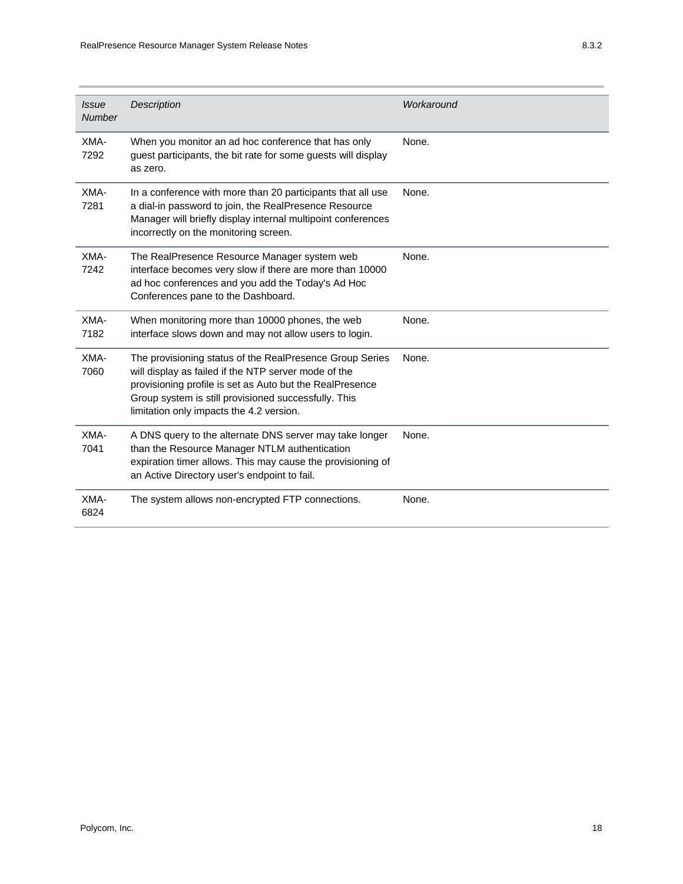| *Issue Number* | *Description* | *Workaround* |
|---|---|---|
| XMA-7292 | When you monitor an ad hoc conference that has only guest participants, the bit rate for some guests will display as zero. | None. |
| XMA-7281 | In a conference with more than 20 participants that all use a dial-in password to join, the RealPresence Resource Manager will briefly display internal multipoint conferences incorrectly on the monitoring screen. | None. |
| XMA-7242 | The RealPresence Resource Manager system web interface becomes very slow if there are more than 10000 ad hoc conferences and you add the Today's Ad Hoc Conferences pane to the Dashboard. | None. |
| XMA-7182 | When monitoring more than 10000 phones, the web interface slows down and may not allow users to login. | None. |
| XMA-7060 | The provisioning status of the RealPresence Group Series will display as failed if the NTP server mode of the provisioning profile is set as Auto but the RealPresence Group system is still provisioned successfully. This limitation only impacts the 4.2 version. | None. |
| XMA-7041 | A DNS query to the alternate DNS server may take longer than the Resource Manager NTLM authentication expiration timer allows. This may cause the provisioning of an Active Directory user's endpoint to fail. | None. |
| XMA-6824 | The system allows non-encrypted FTP connections. | None. |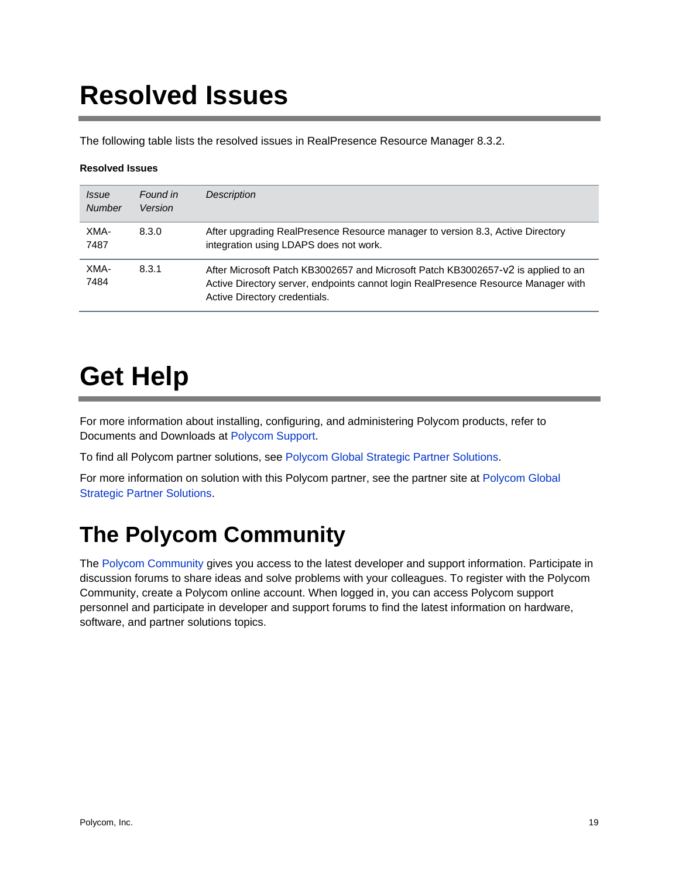# Resolved Issues

The following table lists the resolved issues in RealPresence Resource Manager 8.3.2.

**Resolved Issues**

| *Issue Number* | *Found in Version* | *Description* |
|---|---|---|
| XMA-7487 | 8.3.0 | After upgrading RealPresence Resource manager to version 8.3, Active Directory integration using LDAPS does not work. |
| XMA-7484 | 8.3.1 | After Microsoft Patch KB3002657 and Microsoft Patch KB3002657-v2 is applied to an Active Directory server, endpoints cannot login RealPresence Resource Manager with Active Directory credentials. |

# Get Help

For more information about installing, configuring, and administering Polycom products, refer to Documents and Downloads at Polycom Support.

To find all Polycom partner solutions, see Polycom Global Strategic Partner Solutions.

For more information on solution with this Polycom partner, see the partner site at Polycom Global Strategic Partner Solutions.

## The Polycom Community

The Polycom Community gives you access to the latest developer and support information. Participate in discussion forums to share ideas and solve problems with your colleagues. To register with the Polycom Community, create a Polycom online account. When logged in, you can access Polycom support personnel and participate in developer and support forums to find the latest information on hardware, software, and partner solutions topics.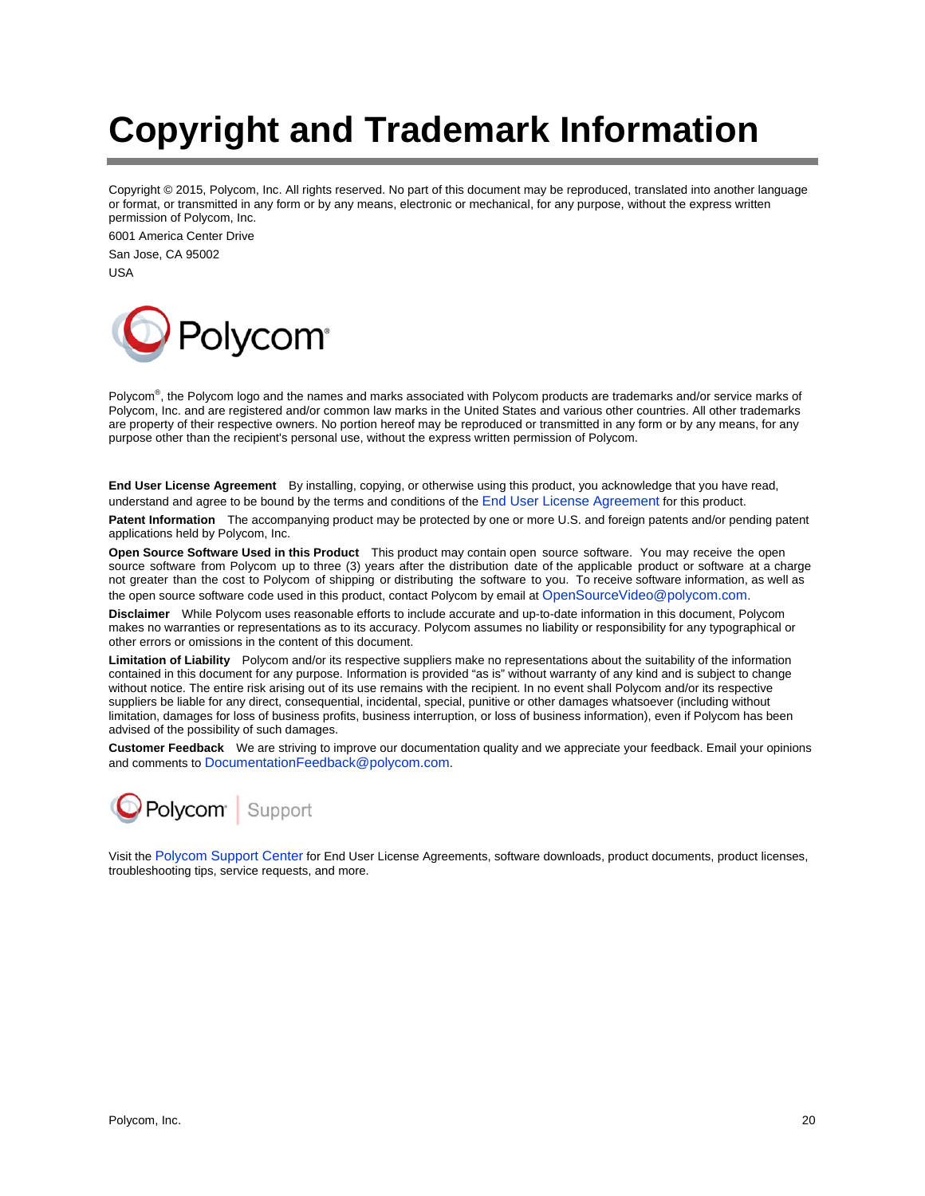# Copyright and Trademark Information

Copyright © 2015, Polycom, Inc. All rights reserved. No part of this document may be reproduced, translated into another language or format, or transmitted in any form or by any means, electronic or mechanical, for any purpose, without the express written permission of Polycom, Inc.

6001 America Center Drive

San Jose, CA 95002

USA

Polycom®, the Polycom logo and the names and marks associated with Polycom products are trademarks and/or service marks of Polycom, Inc. and are registered and/or common law marks in the United States and various other countries. All other trademarks are property of their respective owners. No portion hereof may be reproduced or transmitted in any form or by any means, for any purpose other than the recipient's personal use, without the express written permission of Polycom.

**End User License Agreement** By installing, copying, or otherwise using this product, you acknowledge that you have read, understand and agree to be bound by the terms and conditions of the End User License Agreement for this product.

**Patent Information** The accompanying product may be protected by one or more U.S. and foreign patents and/or pending patent applications held by Polycom, Inc.

**Open Source Software Used in this Product** This product may contain open source software. You may receive the open source software from Polycom up to three (3) years after the distribution date of the applicable product or software at a charge not greater than the cost to Polycom of shipping or distributing the software to you. To receive software information, as well as the open source software code used in this product, contact Polycom by email at OpenSourceVideo@polycom.com.

**Disclaimer** While Polycom uses reasonable efforts to include accurate and up-to-date information in this document, Polycom makes no warranties or representations as to its accuracy. Polycom assumes no liability or responsibility for any typographical or other errors or omissions in the content of this document.

**Limitation of Liability** Polycom and/or its respective suppliers make no representations about the suitability of the information contained in this document for any purpose. Information is provided "as is" without warranty of any kind and is subject to change without notice. The entire risk arising out of its use remains with the recipient. In no event shall Polycom and/or its respective suppliers be liable for any direct, consequential, incidental, special, punitive or other damages whatsoever (including without limitation, damages for loss of business profits, business interruption, or loss of business information), even if Polycom has been advised of the possibility of such damages.

**Customer Feedback** We are striving to improve our documentation quality and we appreciate your feedback. Email your opinions and comments to DocumentationFeedback@polycom.com.

Visit the Polycom Support Center for End User License Agreements, software downloads, product documents, product licenses, troubleshooting tips, service requests, and more.